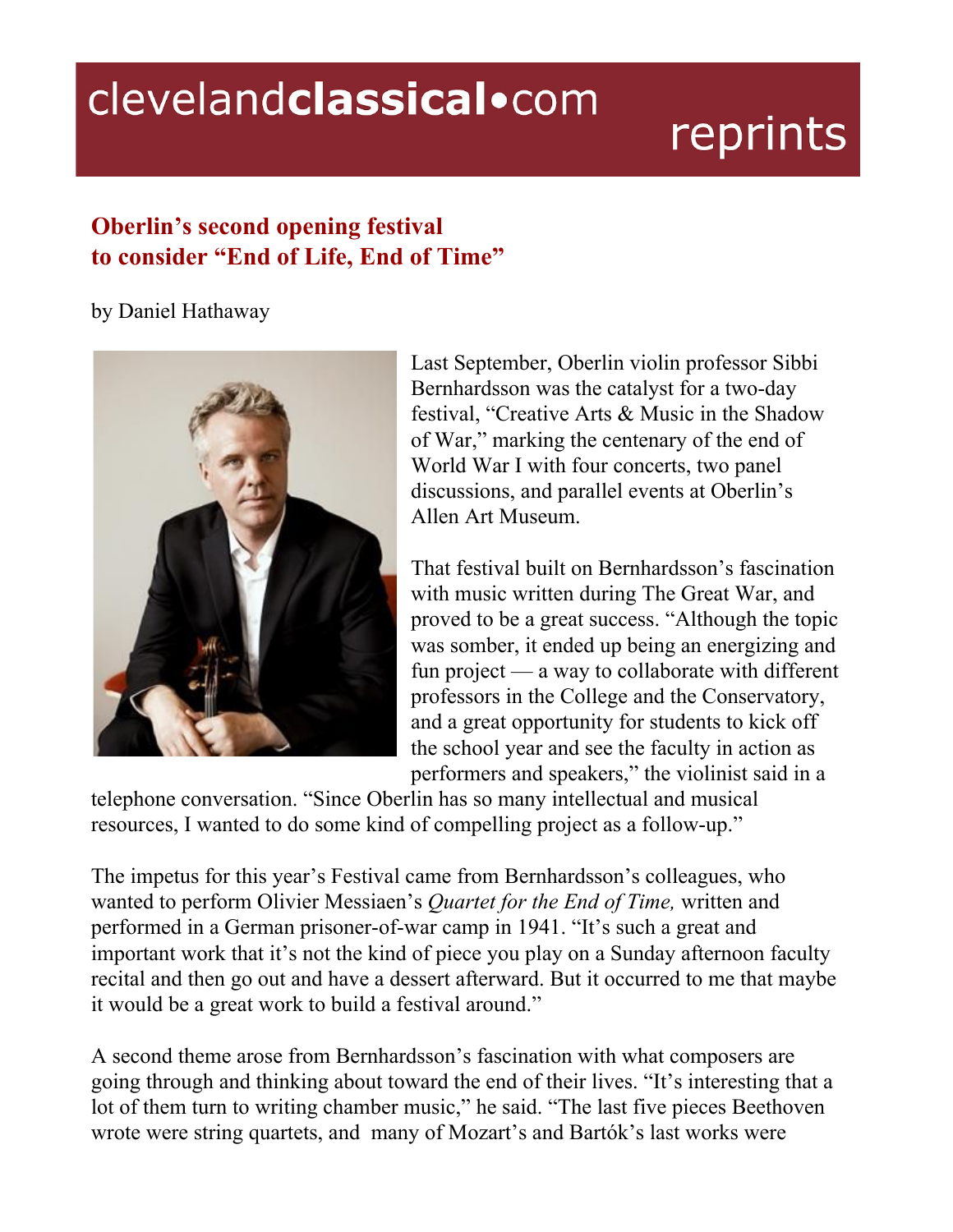# Oberlin's second opening festival to consider "End of Life, End of Time"

by Daniel Hathaway

Last September, Oberlin violin professor Sibbi Bernhardsson was the catalyst for a two-day festival, "Creative Arts & Music in the Shadow of War," marking the centenary of the end of World War I with four concerts, two panel discussions, and parallel events at Oberlin's Allen Art Museum.

That festival built on Bernhardsson's fascination with music written during The Great War, and proved to be a great success. "Although the topic was somber, it ended up being an energizing and fun project — a way to collaborate with different professors in the College and the Conservatory, and a great opportunity for students to kick off the school year and see the faculty in action as performers and speakers," the violinist said in a telephone conversation. "Since Oberlin has so many intellectual and musical resources, I wanted to do some kind of compelling project as a follow-up."

The impetus for this year's Festival came from Bernhardsson's colleagues, who wanted to perform Olivier Messiaen's *Quartet for the End of Time,* written and performed in a German prisoner-of-war camp in 1941. "It's such a great and important work that it's not the kind of piece you play on a Sunday afternoon faculty recital and then go out and have a dessert afterward. But it occurred to me that maybe it would be a great work to build a festival around."

A second theme arose from Bernhardsson's fascination with what composers are going through and thinking about toward the end of their lives. "It's interesting that a lot of them turn to writing chamber music," he said. "The last five pieces Beethoven wrote were string quartets, and many of Mozart's and Bartók's last works were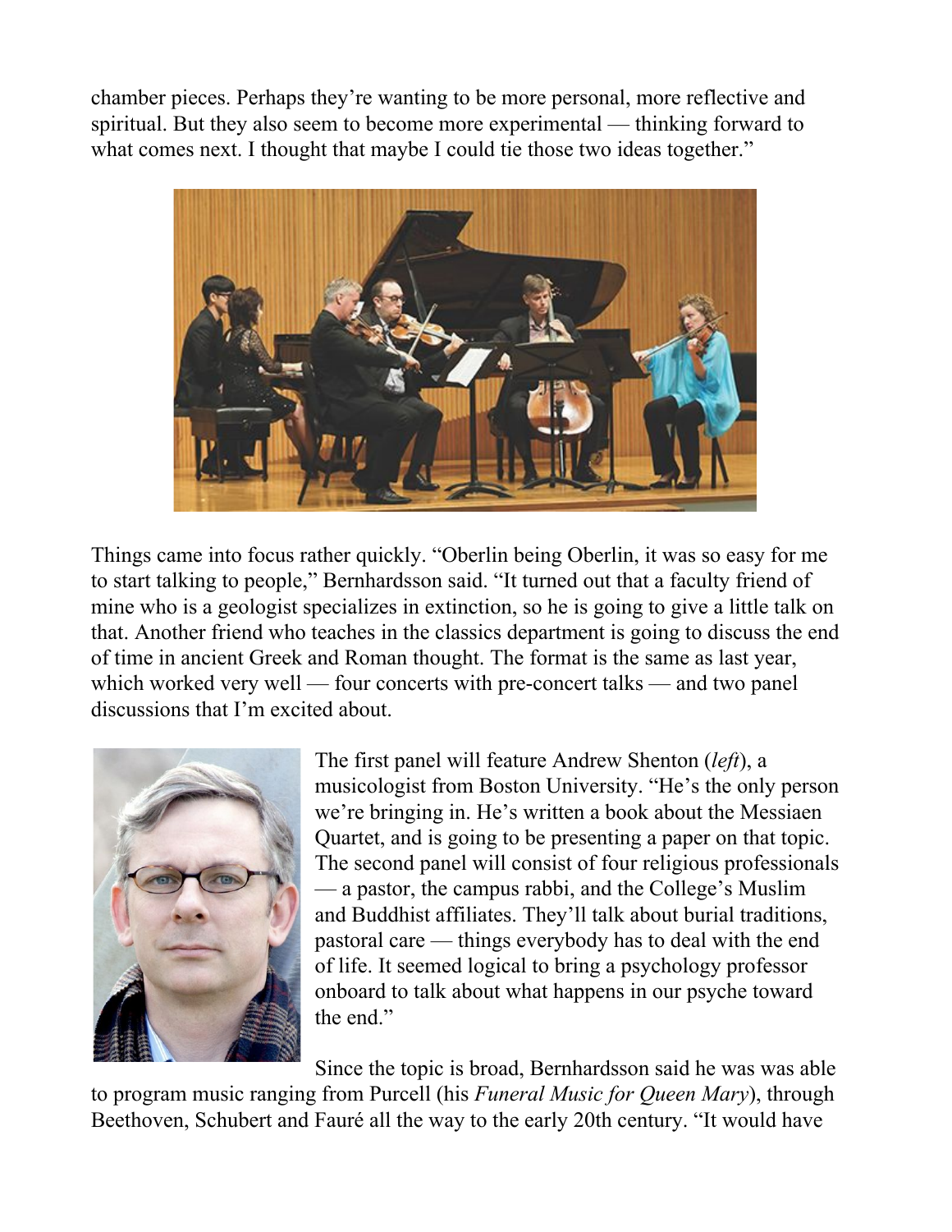chamber pieces. Perhaps they're wanting to be more personal, more reflective and spiritual. But they also seem to become more experimental — thinking forward to what comes next. I thought that maybe I could tie those two ideas together."

Things came into focus rather quickly. "Oberlin being Oberlin, it was so easy for me to start talking to people," Bernhardsson said. "It turned out that a faculty friend of mine who is a geologist specializes in extinction, so he is going to give a little talk on that. Another friend who teaches in the classics department is going to discuss the end of time in ancient Greek and Roman thought. The format is the same as last year, which worked very well — four concerts with pre-concert talks — and two panel discussions that I'm excited about.

The first panel will feature Andrew Shenton (*left*), a musicologist from Boston University. "He's the only person we're bringing in. He's written a book about the Messiaen Quartet, and is going to be presenting a paper on that topic. The second panel will consist of four religious professionals — a pastor, the campus rabbi, and the College's Muslim and Buddhist affiliates. They'll talk about burial traditions, pastoral care — things everybody has to deal with the end of life. It seemed logical to bring a psychology professor onboard to talk about what happens in our psyche toward the end."

Since the topic is broad, Bernhardsson said he was was able to program music ranging from Purcell (his *Funeral Music for Queen Mary*), through Beethoven, Schubert and Fauré all the way to the early 20th century. "It would have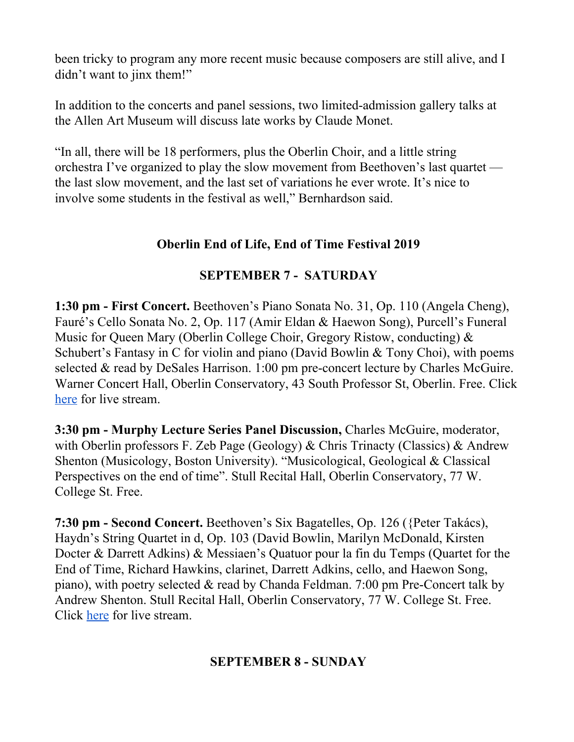been tricky to program any more recent music because composers are still alive, and I didn't want to jinx them!"

In addition to the concerts and panel sessions, two limited-admission gallery talks at the Allen Art Museum will discuss late works by Claude Monet.

"In all, there will be 18 performers, plus the Oberlin Choir, and a little string orchestra I've organized to play the slow movement from Beethoven's last quartet — the last slow movement, and the last set of variations he ever wrote. It's nice to involve some students in the festival as well," Bernhardson said.

## Oberlin End of Life, End of Time Festival 2019

### SEPTEMBER 7 - SATURDAY

**1:30 pm - First Concert.** Beethoven's Piano Sonata No. 31, Op. 110 (Angela Cheng), Fauré's Cello Sonata No. 2, Op. 117 (Amir Eldan & Haewon Song), Purcell's Funeral Music for Queen Mary (Oberlin College Choir, Gregory Ristow, conducting) & Schubert's Fantasy in C for violin and piano (David Bowlin & Tony Choi), with poems selected & read by DeSales Harrison. 1:00 pm pre-concert lecture by Charles McGuire. Warner Concert Hall, Oberlin Conservatory, 43 South Professor St, Oberlin. Free. Click [here]() for live stream.

**3:30 pm - Murphy Lecture Series Panel Discussion,** Charles McGuire, moderator, with Oberlin professors F. Zeb Page (Geology) & Chris Trinacty (Classics) & Andrew Shenton (Musicology, Boston University). "Musicological, Geological & Classical Perspectives on the end of time". Stull Recital Hall, Oberlin Conservatory, 77 W. College St. Free.

**7:30 pm - Second Concert.** Beethoven's Six Bagatelles, Op. 126 ({Peter Takács), Haydn's String Quartet in d, Op. 103 (David Bowlin, Marilyn McDonald, Kirsten Docter & Darrett Adkins) & Messiaen's Quatuor pour la fin du Temps (Quartet for the End of Time, Richard Hawkins, clarinet, Darrett Adkins, cello, and Haewon Song, piano), with poetry selected & read by Chanda Feldman. 7:00 pm Pre-Concert talk by Andrew Shenton. Stull Recital Hall, Oberlin Conservatory, 77 W. College St. Free. Click [here]() for live stream.

### SEPTEMBER 8 - SUNDAY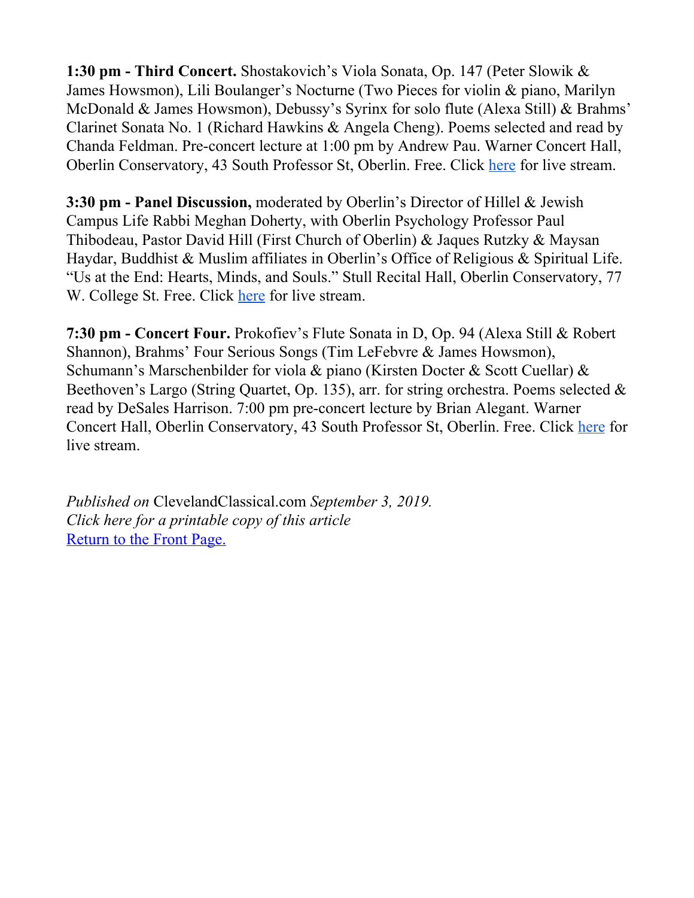**1:30 pm - Third Concert.** Shostakovich's Viola Sonata, Op. 147 (Peter Slowik & James Howsmon), Lili Boulanger's Nocturne (Two Pieces for violin & piano, Marilyn McDonald & James Howsmon), Debussy's Syrinx for solo flute (Alexa Still) & Brahms' Clarinet Sonata No. 1 (Richard Hawkins & Angela Cheng). Poems selected and read by Chanda Feldman. Pre-concert lecture at 1:00 pm by Andrew Pau. Warner Concert Hall, Oberlin Conservatory, 43 South Professor St, Oberlin. Free. Click here for live stream.

**3:30 pm - Panel Discussion,** moderated by Oberlin's Director of Hillel & Jewish Campus Life Rabbi Meghan Doherty, with Oberlin Psychology Professor Paul Thibodeau, Pastor David Hill (First Church of Oberlin) & Jaques Rutzky & Maysan Haydar, Buddhist & Muslim affiliates in Oberlin's Office of Religious & Spiritual Life. "Us at the End: Hearts, Minds, and Souls." Stull Recital Hall, Oberlin Conservatory, 77 W. College St. Free. Click here for live stream.

**7:30 pm - Concert Four.** Prokofiev's Flute Sonata in D, Op. 94 (Alexa Still & Robert Shannon), Brahms' Four Serious Songs (Tim LeFebvre & James Howsmon), Schumann's Marschenbilder for viola & piano (Kirsten Docter & Scott Cuellar) & Beethoven's Largo (String Quartet, Op. 135), arr. for string orchestra. Poems selected & read by DeSales Harrison. 7:00 pm pre-concert lecture by Brian Alegant. Warner Concert Hall, Oberlin Conservatory, 43 South Professor St, Oberlin. Free. Click here for live stream.

*Published on* ClevelandClassical.com *September 3, 2019.*
*Click here for a printable copy of this article*
Return to the Front Page.